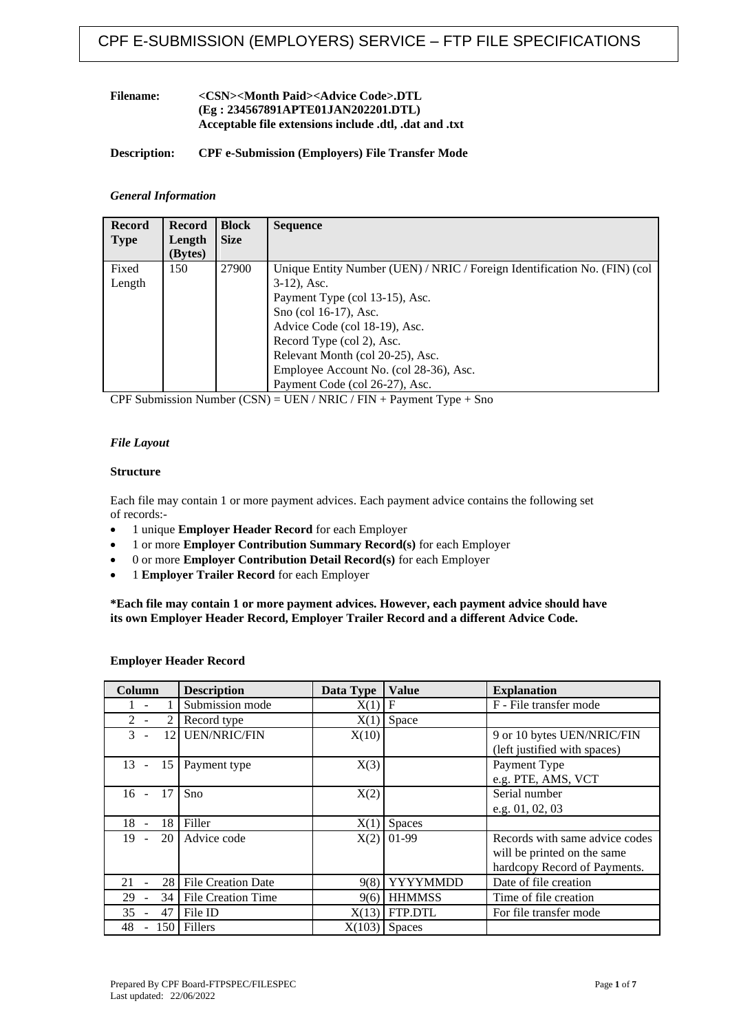# CPF E-SUBMISSION (EMPLOYERS) SERVICE – FTP FILE SPECIFICATIONS

**Filename:** **<CSN><Month Paid><Advice Code>.DTL**
**(Eg : 234567891APTE01JAN202201.DTL)**
**Acceptable file extensions include .dtl, .dat and .txt**

**Description:** **CPF e-Submission (Employers) File Transfer Mode**

*General Information*

| Record Type | Record Length (Bytes) | Block Size | Sequence |
|---|---|---|---|
| Fixed Length | 150 | 27900 | Unique Entity Number (UEN) / NRIC / Foreign Identification No. (FIN) (col 3-12), Asc.<br>Payment Type (col 13-15), Asc.<br>Sno (col 16-17), Asc.<br>Advice Code (col 18-19), Asc.<br>Record Type (col 2), Asc.<br>Relevant Month (col 20-25), Asc.<br>Employee Account No. (col 28-36), Asc.<br>Payment Code (col 26-27), Asc. |

CPF Submission Number (CSN) = UEN / NRIC / FIN + Payment Type + Sno

*File Layout*

**Structure**

Each file may contain 1 or more payment advices. Each payment advice contains the following set of records:-

- 1 unique **Employer Header Record** for each Employer
- 1 or more **Employer Contribution Summary Record(s)** for each Employer
- 0 or more **Employer Contribution Detail Record(s)** for each Employer
- 1 **Employer Trailer Record** for each Employer

**\*Each file may contain 1 or more payment advices. However, each payment advice should have its own Employer Header Record, Employer Trailer Record and a different Advice Code.**

**Employer Header Record**

| Column | Description | Data Type | Value | Explanation |
|---|---|---|---|---|
| 1 - 1 | Submission mode | X(1) | F | F - File transfer mode |
| 2 - 2 | Record type | X(1) | Space | |
| 3 - 12 | UEN/NRIC/FIN | X(10) | | 9 or 10 bytes UEN/NRIC/FIN (left justified with spaces) |
| 13 - 15 | Payment type | X(3) | | Payment Type e.g. PTE, AMS, VCT |
| 16 - 17 | Sno | X(2) | | Serial number e.g. 01, 02, 03 |
| 18 - 18 | Filler | X(1) | Spaces | |
| 19 - 20 | Advice code | X(2) | 01-99 | Records with same advice codes will be printed on the same hardcopy Record of Payments. |
| 21 - 28 | File Creation Date | 9(8) | YYYYMMDD | Date of file creation |
| 29 - 34 | File Creation Time | 9(6) | HHMMSS | Time of file creation |
| 35 - 47 | File ID | X(13) | FTP.DTL | For file transfer mode |
| 48 - 150 | Fillers | X(103) | Spaces | |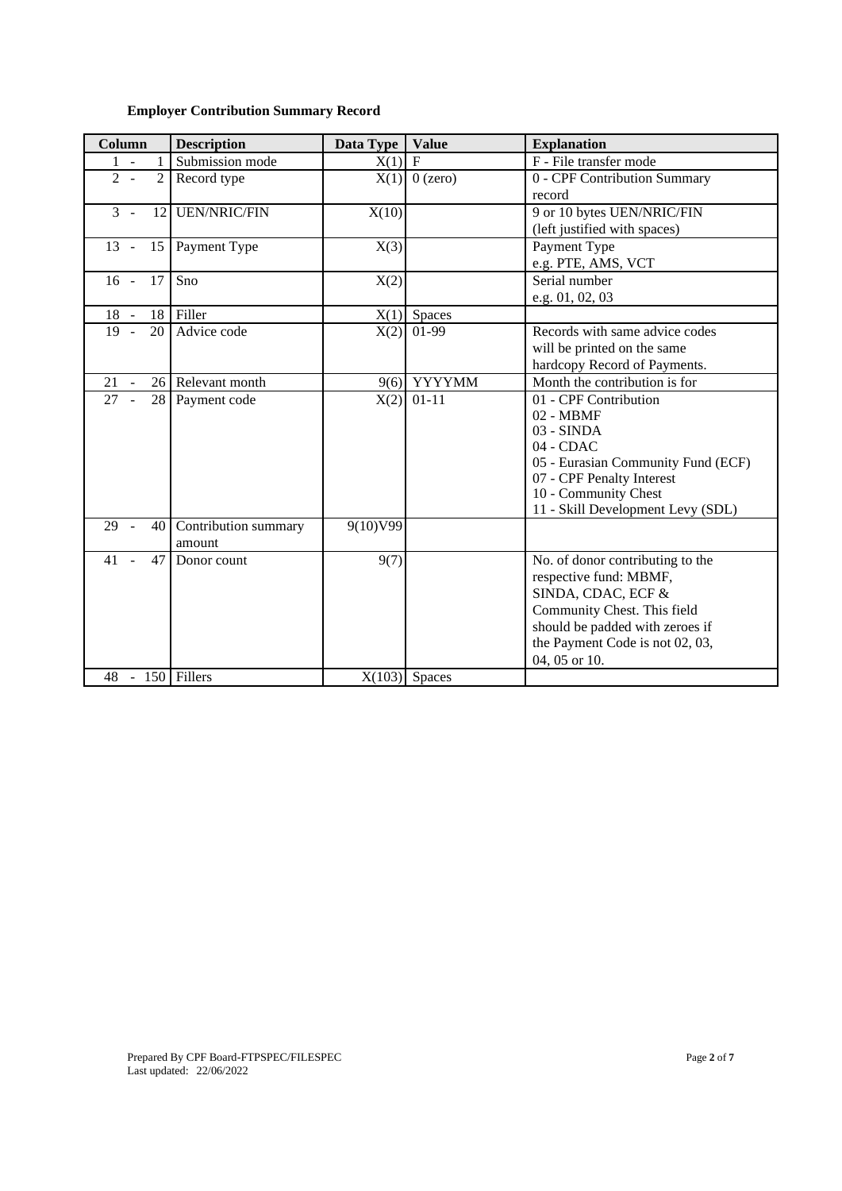**Employer Contribution Summary Record**

| Column | Description | Data Type | Value | Explanation |
|---|---|---|---|---|
| 1 - 1 | Submission mode | X(1) | F | F - File transfer mode |
| 2 - 2 | Record type | X(1) | 0 (zero) | 0 - CPF Contribution Summary record |
| 3 - 12 | UEN/NRIC/FIN | X(10) | | 9 or 10 bytes UEN/NRIC/FIN (left justified with spaces) |
| 13 - 15 | Payment Type | X(3) | | Payment Type e.g. PTE, AMS, VCT |
| 16 - 17 | Sno | X(2) | | Serial number e.g. 01, 02, 03 |
| 18 - 18 | Filler | X(1) | Spaces | |
| 19 - 20 | Advice code | X(2) | 01-99 | Records with same advice codes will be printed on the same hardcopy Record of Payments. |
| 21 - 26 | Relevant month | 9(6) | YYYYMM | Month the contribution is for |
| 27 - 28 | Payment code | X(2) | 01-11 | 01 - CPF Contribution<br>02 - MBMF<br>03 - SINDA<br>04 - CDAC<br>05 - Eurasian Community Fund (ECF)<br>07 - CPF Penalty Interest<br>10 - Community Chest<br>11 - Skill Development Levy (SDL) |
| 29 - 40 | Contribution summary amount | 9(10)V99 | | |
| 41 - 47 | Donor count | 9(7) | | No. of donor contributing to the respective fund: MBMF, SINDA, CDAC, ECF & Community Chest. This field should be padded with zeroes if the Payment Code is not 02, 03, 04, 05 or 10. |
| 48 - 150 | Fillers | X(103) | Spaces | |

Prepared By CPF Board-FTPSPEC/FILESPEC
Last updated: 22/06/2022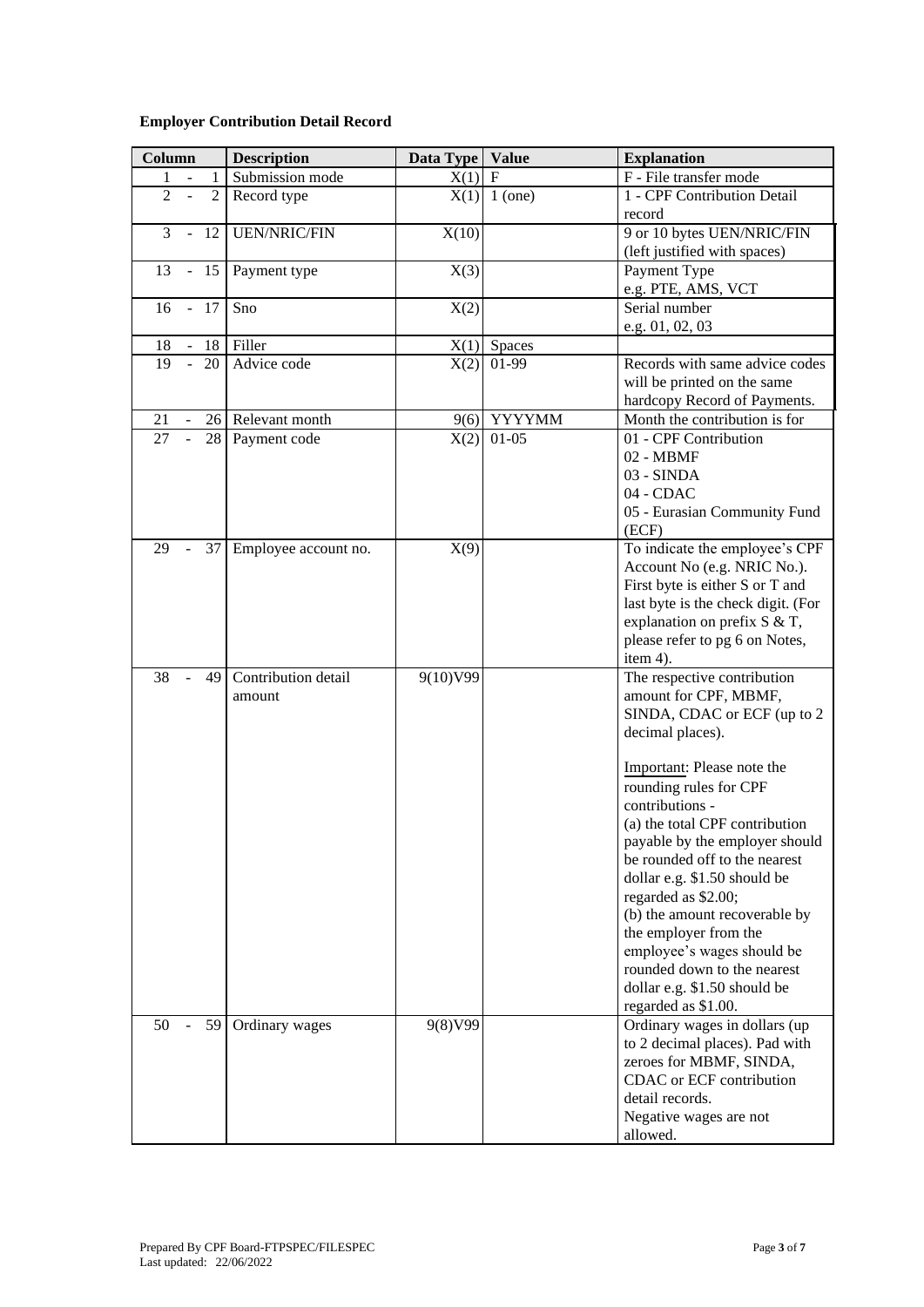**Employer Contribution Detail Record**

| Column | Description | Data Type | Value | Explanation |
|---|---|---|---|---|
| 1 - 1 | Submission mode | X(1) | F | F - File transfer mode |
| 2 - 2 | Record type | X(1) | 1 (one) | 1 - CPF Contribution Detail record |
| 3 - 12 | UEN/NRIC/FIN | X(10) | | 9 or 10 bytes UEN/NRIC/FIN (left justified with spaces) |
| 13 - 15 | Payment type | X(3) | | Payment Type e.g. PTE, AMS, VCT |
| 16 - 17 | Sno | X(2) | | Serial number e.g. 01, 02, 03 |
| 18 - 18 | Filler | X(1) | Spaces | |
| 19 - 20 | Advice code | X(2) | 01-99 | Records with same advice codes will be printed on the same hardcopy Record of Payments. |
| 21 - 26 | Relevant month | 9(6) | YYYYMM | Month the contribution is for |
| 27 - 28 | Payment code | X(2) | 01-05 | 01 - CPF Contribution<br>02 - MBMF<br>03 - SINDA<br>04 - CDAC<br>05 - Eurasian Community Fund (ECF) |
| 29 - 37 | Employee account no. | X(9) | | To indicate the employee's CPF Account No (e.g. NRIC No.). First byte is either S or T and last byte is the check digit. (For explanation on prefix S & T, please refer to pg 6 on Notes, item 4). |
| 38 - 49 | Contribution detail amount | 9(10)V99 | | The respective contribution amount for CPF, MBMF, SINDA, CDAC or ECF (up to 2 decimal places).<br><br>Important: Please note the rounding rules for CPF contributions -<br>(a) the total CPF contribution payable by the employer should be rounded off to the nearest dollar e.g. $1.50 should be regarded as $2.00;<br>(b) the amount recoverable by the employer from the employee's wages should be rounded down to the nearest dollar e.g. $1.50 should be regarded as $1.00. |
| 50 - 59 | Ordinary wages | 9(8)V99 | | Ordinary wages in dollars (up to 2 decimal places). Pad with zeroes for MBMF, SINDA, CDAC or ECF contribution detail records.<br>Negative wages are not allowed. |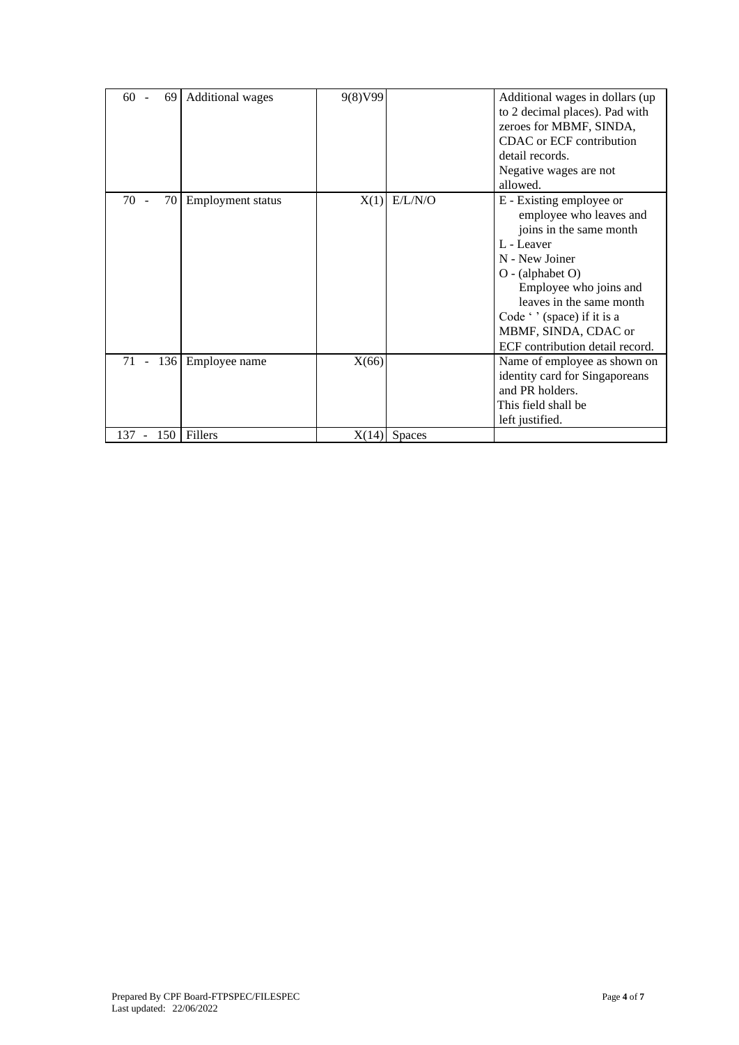| | | | | |
|---|---|---|---|---|
| 60 - 69 | Additional wages | 9(8)V99 | | Additional wages in dollars (up to 2 decimal places). Pad with zeroes for MBMF, SINDA, CDAC or ECF contribution detail records.<br>Negative wages are not allowed. |
| 70 - 70 | Employment status | X(1) | E/L/N/O | E - Existing employee or employee who leaves and joins in the same month<br>L - Leaver<br>N - New Joiner<br>O - (alphabet O) Employee who joins and leaves in the same month<br>Code ' ' (space) if it is a MBMF, SINDA, CDAC or ECF contribution detail record. |
| 71 - 136 | Employee name | X(66) | | Name of employee as shown on identity card for Singaporeans and PR holders.<br>This field shall be left justified. |
| 137 - 150 | Fillers | X(14) | Spaces | |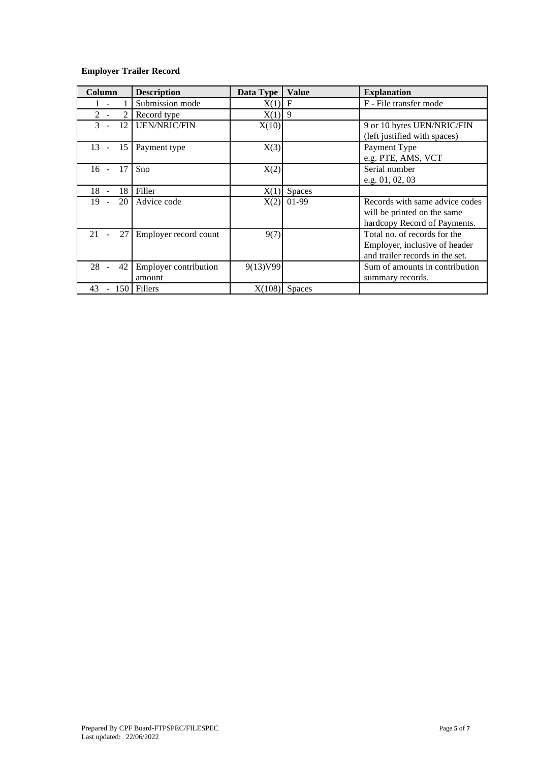**Employer Trailer Record**

| Column | Description | Data Type | Value | Explanation |
|---|---|---|---|---|
| 1 - 1 | Submission mode | X(1) | F | F - File transfer mode |
| 2 - 2 | Record type | X(1) | 9 | |
| 3 - 12 | UEN/NRIC/FIN | X(10) | | 9 or 10 bytes UEN/NRIC/FIN (left justified with spaces) |
| 13 - 15 | Payment type | X(3) | | Payment Type e.g. PTE, AMS, VCT |
| 16 - 17 | Sno | X(2) | | Serial number e.g. 01, 02, 03 |
| 18 - 18 | Filler | X(1) | Spaces | |
| 19 - 20 | Advice code | X(2) | 01-99 | Records with same advice codes will be printed on the same hardcopy Record of Payments. |
| 21 - 27 | Employer record count | 9(7) | | Total no. of records for the Employer, inclusive of header and trailer records in the set. |
| 28 - 42 | Employer contribution amount | 9(13)V99 | | Sum of amounts in contribution summary records. |
| 43 - 150 | Fillers | X(108) | Spaces | |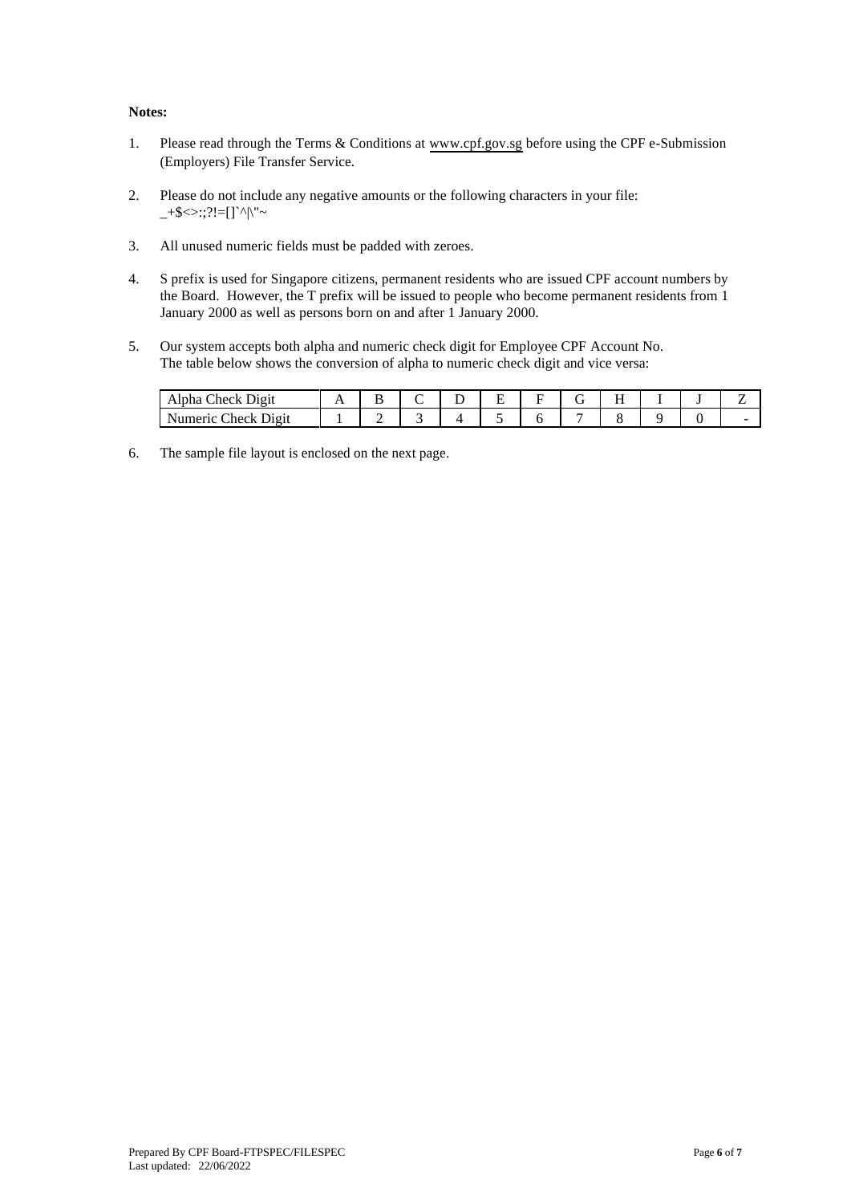**Notes:**

1. Please read through the Terms & Conditions at www.cpf.gov.sg before using the CPF e-Submission (Employers) File Transfer Service.

2. Please do not include any negative amounts or the following characters in your file: _+$<>:;?!=[]`^|\"~

3. All unused numeric fields must be padded with zeroes.

4. S prefix is used for Singapore citizens, permanent residents who are issued CPF account numbers by the Board. However, the T prefix will be issued to people who become permanent residents from 1 January 2000 as well as persons born on and after 1 January 2000.

5. Our system accepts both alpha and numeric check digit for Employee CPF Account No. The table below shows the conversion of alpha to numeric check digit and vice versa:

| Alpha Check Digit | A | B | C | D | E | F | G | H | I | J | Z |
|---|---|---|---|---|---|---|---|---|---|---|---|
| Numeric Check Digit | 1 | 2 | 3 | 4 | 5 | 6 | 7 | 8 | 9 | 0 | - |

6. The sample file layout is enclosed on the next page.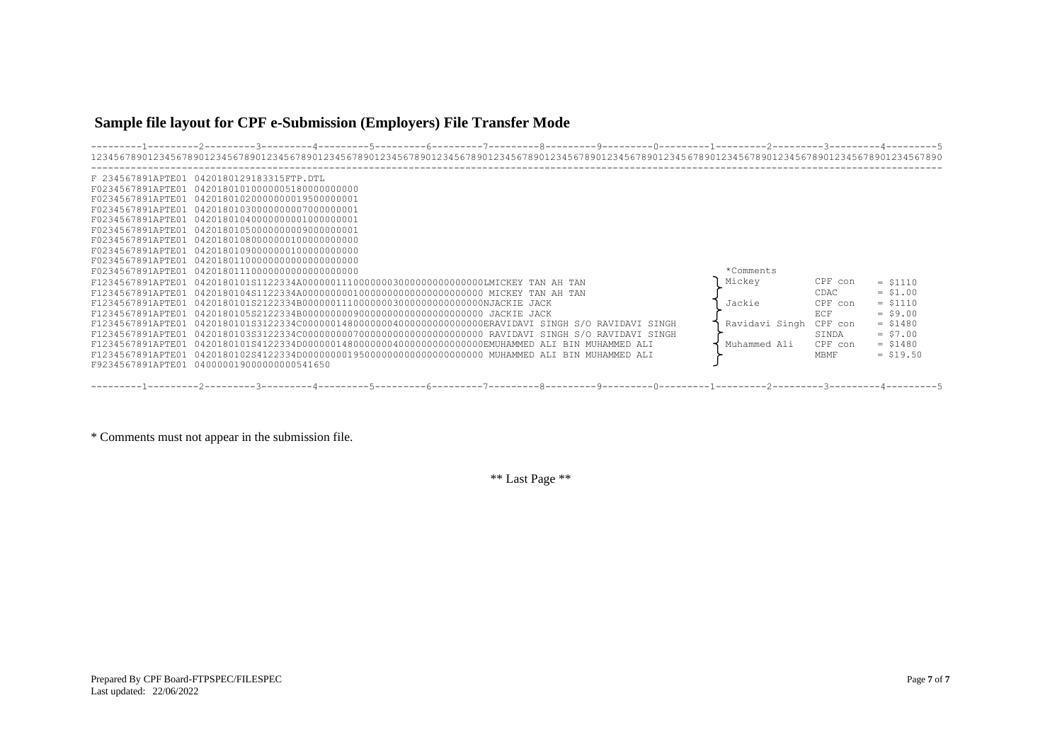## Sample file layout for CPF e-Submission (Employers) File Transfer Mode

```
---------1---------2---------3---------4---------5---------6---------7---------8---------9---------0---------1---------2---------3---------4---------5
123456789012345678901234567890123456789012345678901234567890123456789012345678901234567890123456789012345678901234567890123456789012345678901234567890
------------------------------------------------------------------------------------------------------------------------------------------------------
F 234567891APTE01  0420180129183315FTP.DTL
F0234567891APTE01  0420180101000000518000000000
F0234567891APTE01  0420180102000000001950000001
F0234567891APTE01  0420180103000000000070000001
F0234567891APTE01  0420180104000000000010000001
F0234567891APTE01  0420180105000000000090000001
F0234567891APTE01  0420180108000000001000000000
F0234567891APTE01  0420180109000000001000000000
F0234567891APTE01  0420180110000000000000000000
F0234567891APTE01  0420180111000000000000000000                                                        *Comments
F1234567891APTE01  0420180101S1122334A00000011100000000300000000000000000LMICKEY TAN AH TAN             Mickey          CPF con    = $1110
F1234567891APTE01  0420180104S1122334A00000000010000000000000000000000 MICKEY TAN AH TAN                                CDAC       = $1.00
F1234567891APTE01  0420180101S2122334B00000011100000000300000000000000000NJACKIE JACK                   Jackie          CPF con    = $1110
F1234567891APTE01  0420180105S2122334B00000000090000000000000000000000 JACKIE JACK                                      ECF        = $9.00
F1234567891APTE01  0420180101S3122334C00000014800000000400000000000000000ERAVIDAVI SINGH S/O RAVIDAVI SINGH   Ravidavi Singh  CPF con    = $1480
F1234567891APTE01  0420180103S3122334C00000000070000000000000000000000 RAVIDAVI SINGH S/O RAVIDAVI SINGH                SINDA      = $7.00
F1234567891APTE01  0420180101S4122334D00000014800000000400000000000000000EMUHAMMED ALI BIN MUHAMMED ALI  Muhammed Ali    CPF con    = $1480
F1234567891APTE01  0420180102S4122334D00000000195000000000000000000000 MUHAMMED ALI BIN MUHAMMED ALI                    MBMF       = $19.50
F9234567891APTE01  04000001900000000005416 50
---------1---------2---------3---------4---------5---------6---------7---------8---------9---------0---------1---------2---------3---------4---------5
```

* Comments must not appear in the submission file.

** Last Page **